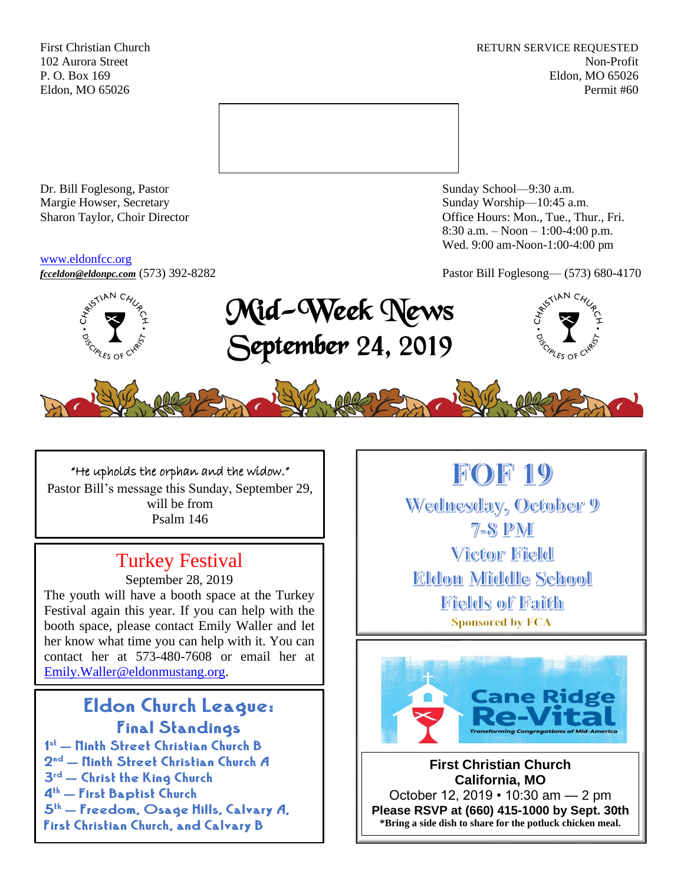First Christian Church
102 Aurora Street
P. O. Box 169
Eldon, MO 65026

RETURN SERVICE REQUESTED
Non-Profit
Eldon, MO 65026
Permit #60

Dr. Bill Foglesong, Pastor
Margie Howser, Secretary
Sharon Taylor, Choir Director

www.eldonfcc.org
*fcceldon@eldonpc.com* (573) 392-8282

Sunday School—9:30 a.m.
Sunday Worship—10:45 a.m.
Office Hours: Mon., Tue., Thur., Fri.
8:30 a.m. – Noon – 1:00-4:00 p.m.
Wed. 9:00 am-Noon-1:00-4:00 pm

Pastor Bill Foglesong— (573) 680-4170

# Mid-Week News
# September 24, 2019

"He upholds the orphan and the widow."
Pastor Bill's message this Sunday, September 29, will be from
Psalm 146

## Turkey Festival

September 28, 2019

The youth will have a booth space at the Turkey Festival again this year. If you can help with the booth space, please contact Emily Waller and let her know what time you can help with it. You can contact her at 573-480-7608 or email her at Emily.Waller@eldonmustang.org.

## Eldon Church League: Final Standings

1st — Ninth Street Christian Church B
2nd — Ninth Street Christian Church A
3rd — Christ the King Church
4th — First Baptist Church
5th — Freedom, Osage Hills, Calvary A, First Christian Church, and Calvary B

## FOF 19

Wednesday, October 9
7-8 PM
Victor Field
Eldon Middle School
Fields of Faith
Sponsored by FCA

## Cane Ridge Re-Vital

*Transforming Congregations of Mid-America*

**First Christian Church**
**California, MO**
October 12, 2019 • 10:30 am — 2 pm
**Please RSVP at (660) 415-1000 by Sept. 30th**
**\*Bring a side dish to share for the potluck chicken meal.**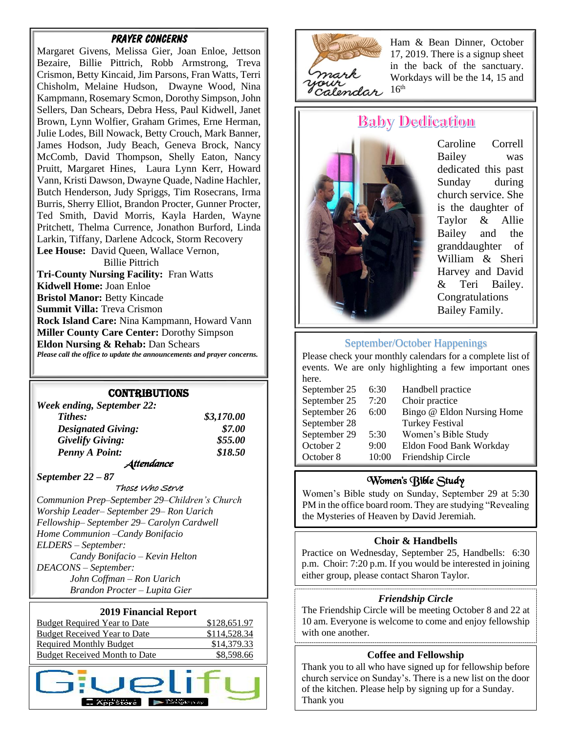## PRAYER CONCERNS

Margaret Givens, Melissa Gier, Joan Enloe, Jettson Bezaire, Billie Pittrich, Robb Armstrong, Treva Crismon, Betty Kincaid, Jim Parsons, Fran Watts, Terri Chisholm, Melaine Hudson, Dwayne Wood, Nina Kampmann, Rosemary Scmon, Dorothy Simpson, John Sellers, Dan Schears, Debra Hess, Paul Kidwell, Janet Brown, Lynn Wolfier, Graham Grimes, Erne Herman, Julie Lodes, Bill Nowack, Betty Crouch, Mark Banner, James Hodson, Judy Beach, Geneva Brock, Nancy McComb, David Thompson, Shelly Eaton, Nancy Pruitt, Margaret Hines, Laura Lynn Kerr, Howard Vann, Kristi Dawson, Dwayne Quade, Nadine Hachler, Butch Henderson, Judy Spriggs, Tim Rosecrans, Irma Burris, Sherry Elliot, Brandon Procter, Gunner Procter, Ted Smith, David Morris, Kayla Harden, Wayne Pritchett, Thelma Currence, Jonathon Burford, Linda Larkin, Tiffany, Darlene Adcock, Storm Recovery

**Lee House:** David Queen, Wallace Vernon, Billie Pittrich
**Tri-County Nursing Facility:** Fran Watts
**Kidwell Home:** Joan Enloe
**Bristol Manor:** Betty Kincade
**Summit Villa:** Treva Crismon
**Rock Island Care:** Nina Kampmann, Howard Vann
**Miller County Care Center:** Dorothy Simpson
**Eldon Nursing & Rehab:** Dan Schears

***Please call the office to update the announcements and prayer concerns.***

## CONTRIBUTIONS

***Week ending, September 22:***

| | |
|---|---|
| ***Tithes:*** | ***$3,170.00*** |
| ***Designated Giving:*** | ***$7.00*** |
| ***Givelify Giving:*** | ***$55.00*** |
| ***Penny A Point:*** | ***$18.50*** |

### *Attendance*

***September 22 – 87***

*Those Who Serve*

*Communion Prep–September 29–Children's Church*
*Worship Leader– September 29– Ron Uarich*
*Fellowship– September 29– Carolyn Cardwell*
*Home Communion –Candy Bonifacio*
*ELDERS – September:*
*Candy Bonifacio – Kevin Helton*
*DEACONS – September:*
*John Coffman – Ron Uarich*
*Brandon Procter – Lupita Gier*

### 2019 Financial Report

| | |
|---|---|
| Budget Required Year to Date | $128,651.97 |
| Budget Received Year to Date | $114,528.34 |
| Required Monthly Budget | $14,379.33 |
| Budget Received Month to Date | $8,598.66 |

Givelify

mark your Calendar

Ham & Bean Dinner, October 17, 2019. There is a signup sheet in the back of the sanctuary. Workdays will be the 14, 15 and 16th

## Baby Dedication

Caroline Correll Bailey was dedicated this past Sunday during church service. She is the daughter of Taylor & Allie Bailey and the granddaughter of William & Sheri Harvey and David & Teri Bailey. Congratulations Bailey Family.

### September/October Happenings

Please check your monthly calendars for a complete list of events. We are only highlighting a few important ones here.

| | | |
|---|---|---|
| September 25 | 6:30 | Handbell practice |
| September 25 | 7:20 | Choir practice |
| September 26 | 6:00 | Bingo @ Eldon Nursing Home |
| September 28 | | Turkey Festival |
| September 29 | 5:30 | Women's Bible Study |
| October 2 | 9:00 | Eldon Food Bank Workday |
| October 8 | 10:00 | Friendship Circle |

### Women's Bible Study

Women's Bible study on Sunday, September 29 at 5:30 PM in the office board room. They are studying "Revealing the Mysteries of Heaven by David Jeremiah.

### Choir & Handbells

Practice on Wednesday, September 25, Handbells: 6:30 p.m. Choir: 7:20 p.m. If you would be interested in joining either group, please contact Sharon Taylor.

### *Friendship Circle*

The Friendship Circle will be meeting October 8 and 22 at 10 am. Everyone is welcome to come and enjoy fellowship with one another.

### Coffee and Fellowship

Thank you to all who have signed up for fellowship before church service on Sunday's. There is a new list on the door of the kitchen. Please help by signing up for a Sunday. Thank you